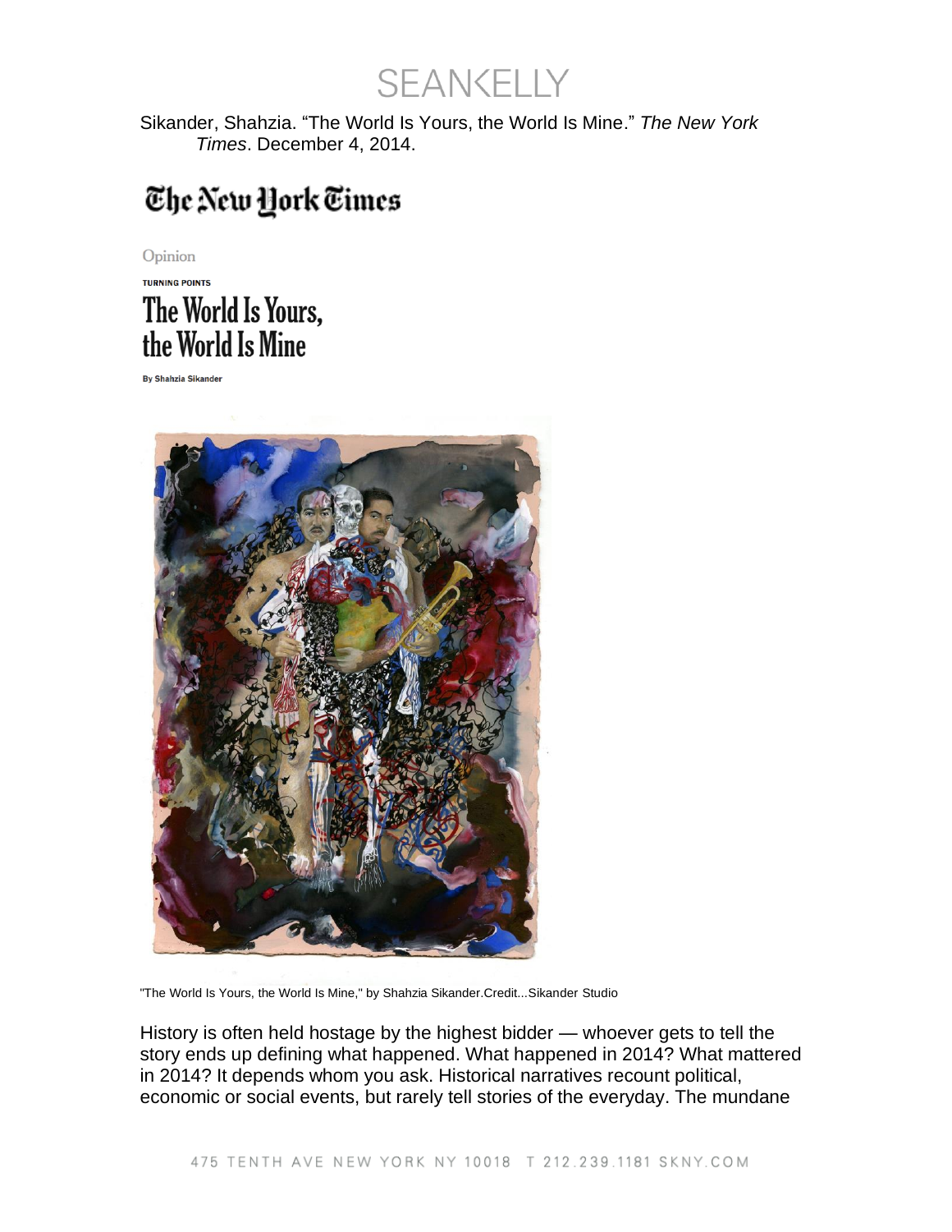Sikander, Shahzia. "The World Is Yours, the World Is Mine." *The New York Times*. December 4, 2014.

The New York Times

Opinion

TURNING POINTS

# The World Is Yours, the World Is Mine

By Shahzia Sikander

"The World Is Yours, the World Is Mine," by Shahzia Sikander.Credit...Sikander Studio

History is often held hostage by the highest bidder — whoever gets to tell the story ends up defining what happened. What happened in 2014? What mattered in 2014? It depends whom you ask. Historical narratives recount political, economic or social events, but rarely tell stories of the everyday. The mundane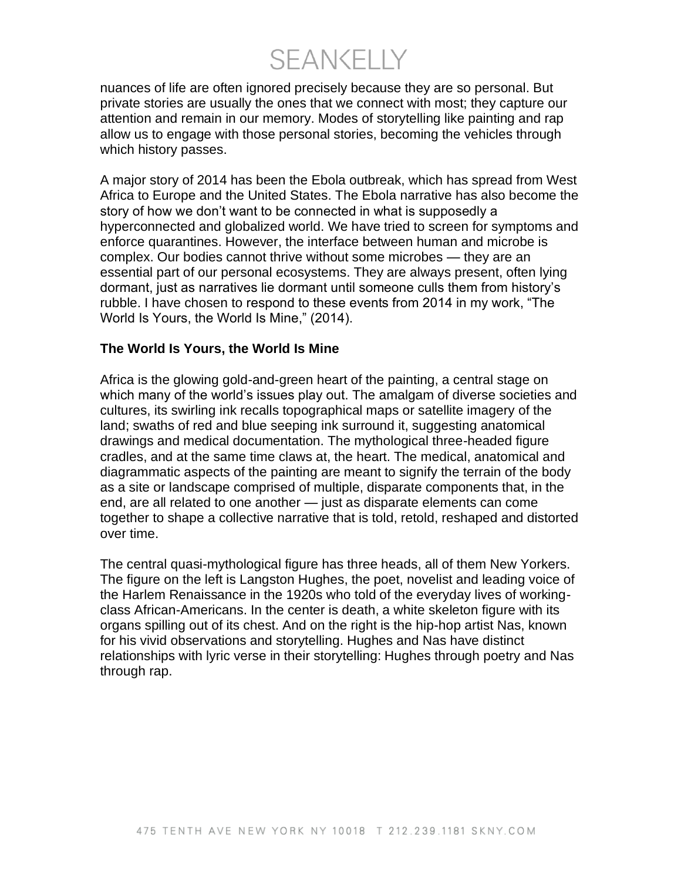nuances of life are often ignored precisely because they are so personal. But private stories are usually the ones that we connect with most; they capture our attention and remain in our memory. Modes of storytelling like painting and rap allow us to engage with those personal stories, becoming the vehicles through which history passes.

A major story of 2014 has been the Ebola outbreak, which has spread from West Africa to Europe and the United States. The Ebola narrative has also become the story of how we don't want to be connected in what is supposedly a hyperconnected and globalized world. We have tried to screen for symptoms and enforce quarantines. However, the interface between human and microbe is complex. Our bodies cannot thrive without some microbes — they are an essential part of our personal ecosystems. They are always present, often lying dormant, just as narratives lie dormant until someone culls them from history's rubble. I have chosen to respond to these events from 2014 in my work, "The World Is Yours, the World Is Mine," (2014).

**The World Is Yours, the World Is Mine**

Africa is the glowing gold-and-green heart of the painting, a central stage on which many of the world's issues play out. The amalgam of diverse societies and cultures, its swirling ink recalls topographical maps or satellite imagery of the land; swaths of red and blue seeping ink surround it, suggesting anatomical drawings and medical documentation. The mythological three-headed figure cradles, and at the same time claws at, the heart. The medical, anatomical and diagrammatic aspects of the painting are meant to signify the terrain of the body as a site or landscape comprised of multiple, disparate components that, in the end, are all related to one another — just as disparate elements can come together to shape a collective narrative that is told, retold, reshaped and distorted over time.

The central quasi-mythological figure has three heads, all of them New Yorkers. The figure on the left is Langston Hughes, the poet, novelist and leading voice of the Harlem Renaissance in the 1920s who told of the everyday lives of working-class African-Americans. In the center is death, a white skeleton figure with its organs spilling out of its chest. And on the right is the hip-hop artist Nas, known for his vivid observations and storytelling. Hughes and Nas have distinct relationships with lyric verse in their storytelling: Hughes through poetry and Nas through rap.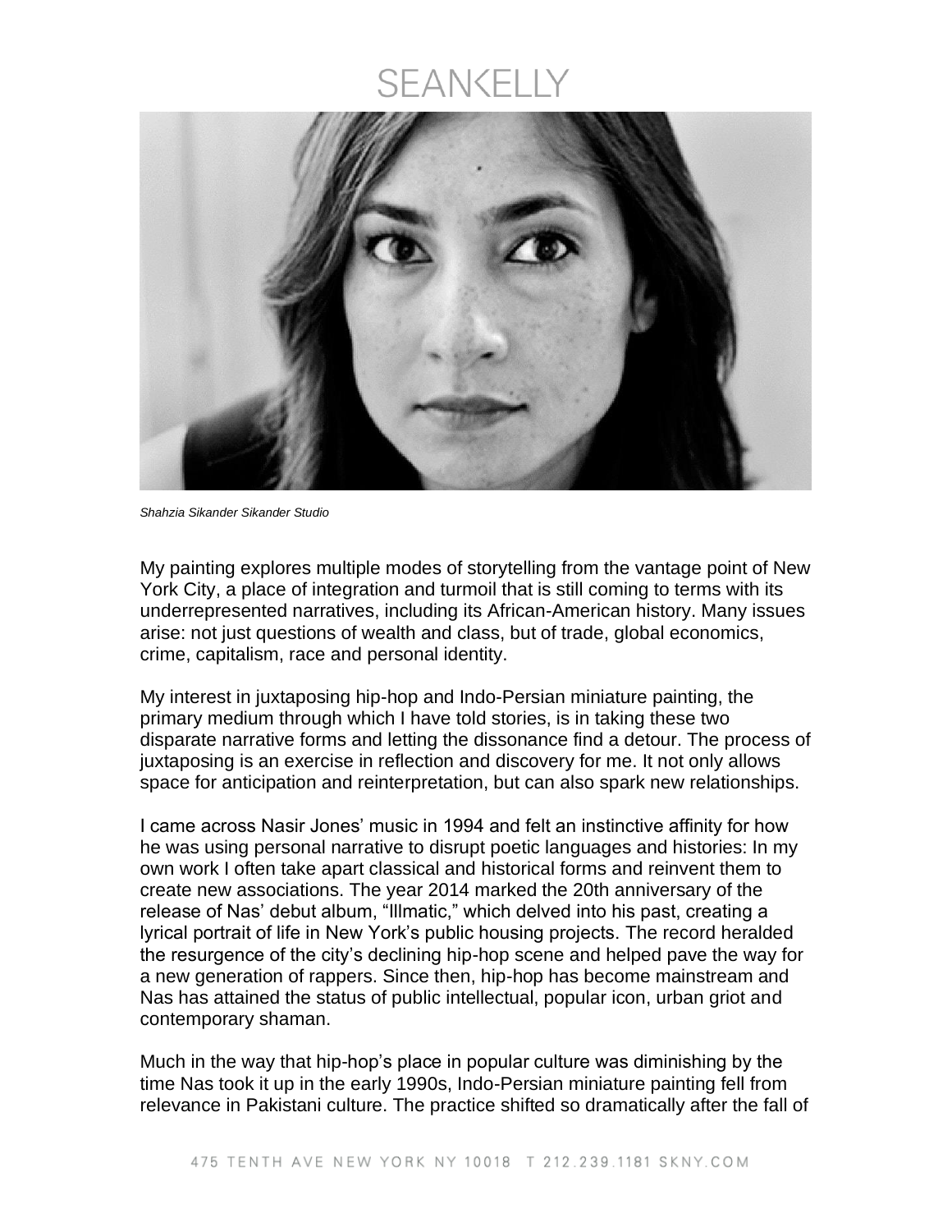*Shahzia Sikander Sikander Studio*

My painting explores multiple modes of storytelling from the vantage point of New York City, a place of integration and turmoil that is still coming to terms with its underrepresented narratives, including its African-American history. Many issues arise: not just questions of wealth and class, but of trade, global economics, crime, capitalism, race and personal identity.

My interest in juxtaposing hip-hop and Indo-Persian miniature painting, the primary medium through which I have told stories, is in taking these two disparate narrative forms and letting the dissonance find a detour. The process of juxtaposing is an exercise in reflection and discovery for me. It not only allows space for anticipation and reinterpretation, but can also spark new relationships.

I came across Nasir Jones' music in 1994 and felt an instinctive affinity for how he was using personal narrative to disrupt poetic languages and histories: In my own work I often take apart classical and historical forms and reinvent them to create new associations. The year 2014 marked the 20th anniversary of the release of Nas' debut album, "Illmatic," which delved into his past, creating a lyrical portrait of life in New York's public housing projects. The record heralded the resurgence of the city's declining hip-hop scene and helped pave the way for a new generation of rappers. Since then, hip-hop has become mainstream and Nas has attained the status of public intellectual, popular icon, urban griot and contemporary shaman.

Much in the way that hip-hop's place in popular culture was diminishing by the time Nas took it up in the early 1990s, Indo-Persian miniature painting fell from relevance in Pakistani culture. The practice shifted so dramatically after the fall of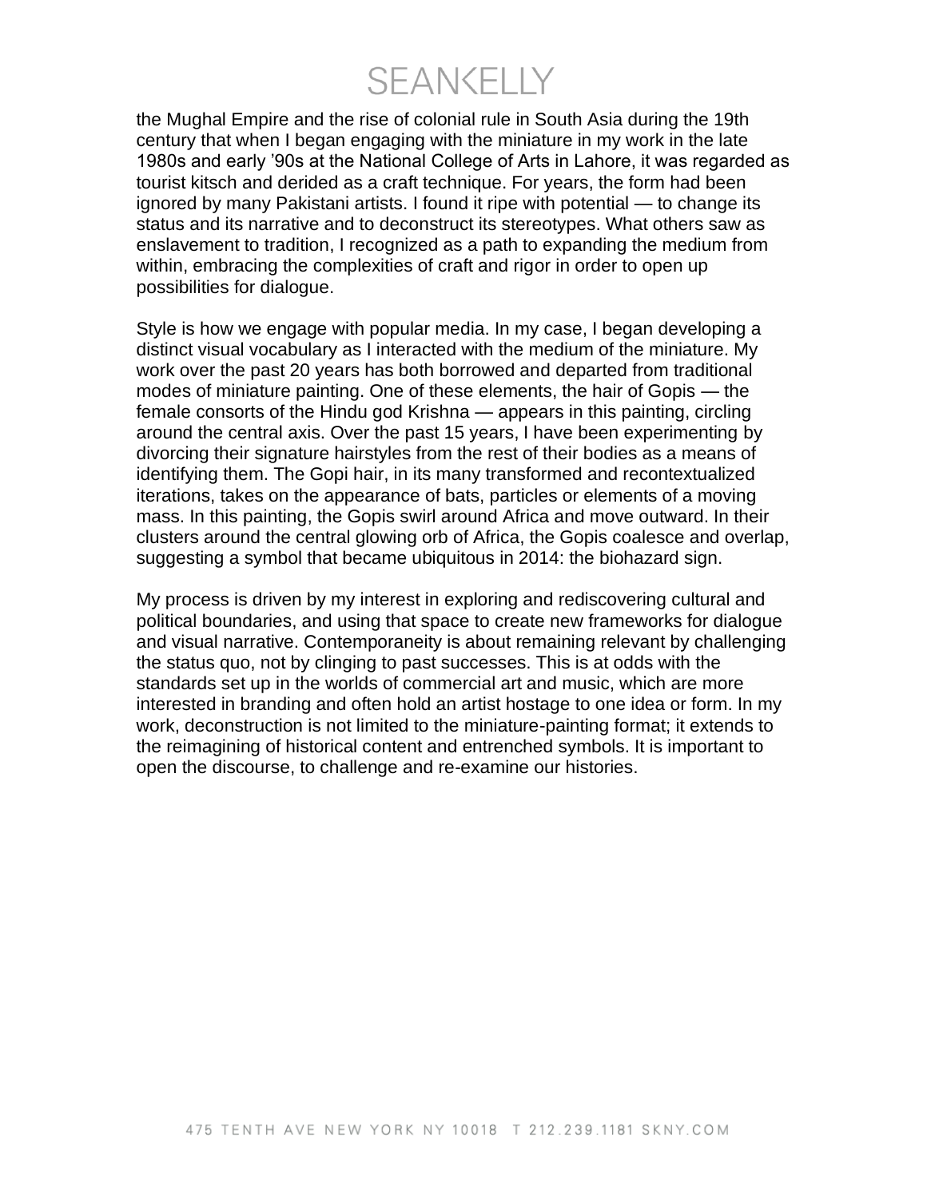the Mughal Empire and the rise of colonial rule in South Asia during the 19th century that when I began engaging with the miniature in my work in the late 1980s and early ’90s at the National College of Arts in Lahore, it was regarded as tourist kitsch and derided as a craft technique. For years, the form had been ignored by many Pakistani artists. I found it ripe with potential — to change its status and its narrative and to deconstruct its stereotypes. What others saw as enslavement to tradition, I recognized as a path to expanding the medium from within, embracing the complexities of craft and rigor in order to open up possibilities for dialogue.

Style is how we engage with popular media. In my case, I began developing a distinct visual vocabulary as I interacted with the medium of the miniature. My work over the past 20 years has both borrowed and departed from traditional modes of miniature painting. One of these elements, the hair of Gopis — the female consorts of the Hindu god Krishna — appears in this painting, circling around the central axis. Over the past 15 years, I have been experimenting by divorcing their signature hairstyles from the rest of their bodies as a means of identifying them. The Gopi hair, in its many transformed and recontextualized iterations, takes on the appearance of bats, particles or elements of a moving mass. In this painting, the Gopis swirl around Africa and move outward. In their clusters around the central glowing orb of Africa, the Gopis coalesce and overlap, suggesting a symbol that became ubiquitous in 2014: the biohazard sign.

My process is driven by my interest in exploring and rediscovering cultural and political boundaries, and using that space to create new frameworks for dialogue and visual narrative. Contemporaneity is about remaining relevant by challenging the status quo, not by clinging to past successes. This is at odds with the standards set up in the worlds of commercial art and music, which are more interested in branding and often hold an artist hostage to one idea or form. In my work, deconstruction is not limited to the miniature-painting format; it extends to the reimagining of historical content and entrenched symbols. It is important to open the discourse, to challenge and re-examine our histories.